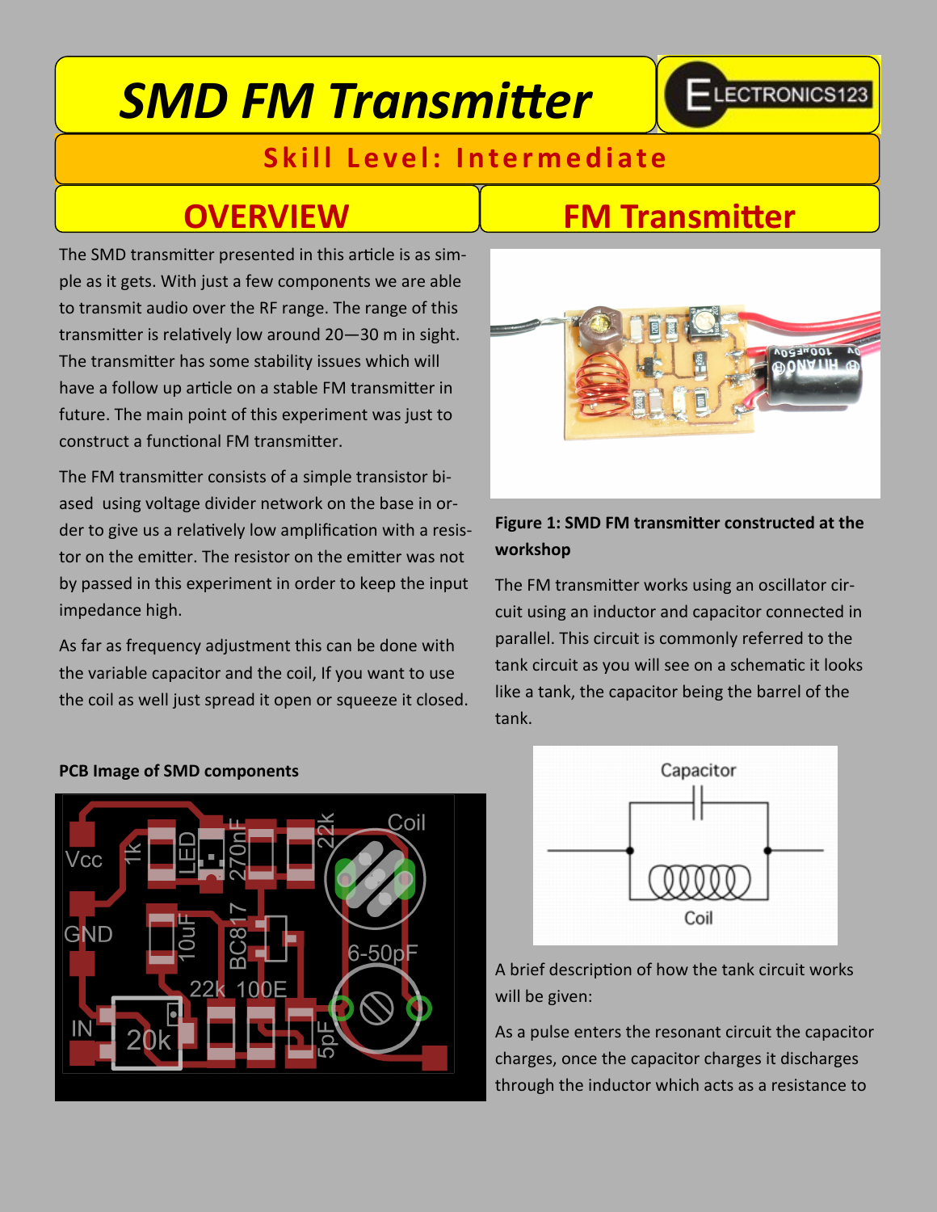# SMD FM Transmitter

ELECTRONICS123

## Skill Level: Intermediate

## OVERVIEW

The SMD transmitter presented in this article is as simple as it gets. With just a few components we are able to transmit audio over the RF range. The range of this transmitter is relatively low around 20—30 m in sight. The transmitter has some stability issues which will have a follow up article on a stable FM transmitter in future. The main point of this experiment was just to construct a functional FM transmitter.

The FM transmitter consists of a simple transistor biased using voltage divider network on the base in order to give us a relatively low amplification with a resistor on the emitter. The resistor on the emitter was not by passed in this experiment in order to keep the input impedance high.

As far as frequency adjustment this can be done with the variable capacitor and the coil, If you want to use the coil as well just spread it open or squeeze it closed.

**PCB Image of SMD components**

## FM Transmitter

**Figure 1: SMD FM transmitter constructed at the workshop**

The FM transmitter works using an oscillator circuit using an inductor and capacitor connected in parallel. This circuit is commonly referred to the tank circuit as you will see on a schematic it looks like a tank, the capacitor being the barrel of the tank.

A brief description of how the tank circuit works will be given:

As a pulse enters the resonant circuit the capacitor charges, once the capacitor charges it discharges through the inductor which acts as a resistance to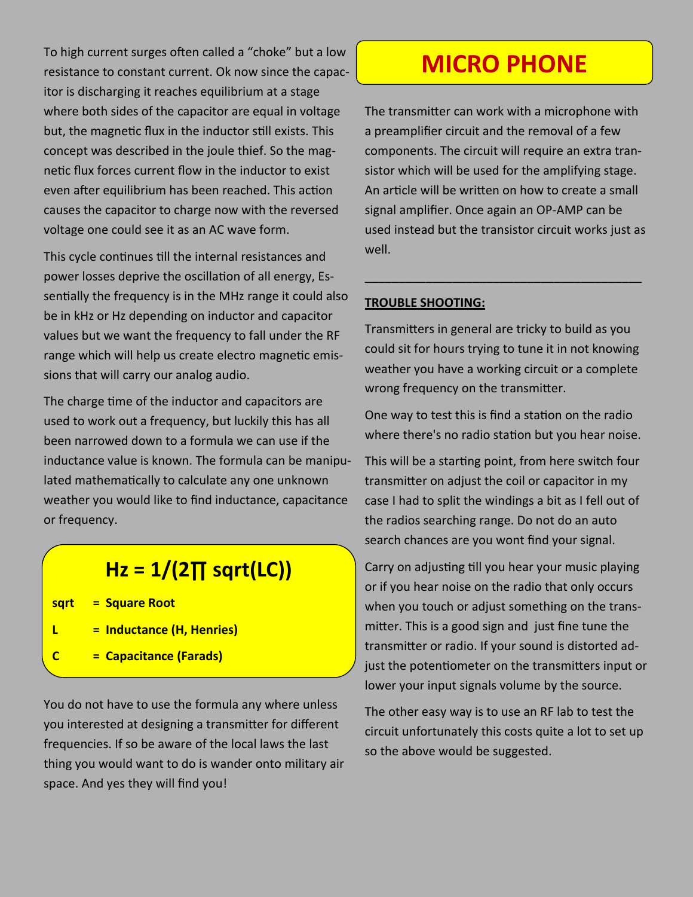To high current surges often called a “choke” but a low resistance to constant current. Ok now since the capacitor is discharging it reaches equilibrium at a stage where both sides of the capacitor are equal in voltage but, the magnetic flux in the inductor still exists. This concept was described in the joule thief. So the magnetic flux forces current flow in the inductor to exist even after equilibrium has been reached. This action causes the capacitor to charge now with the reversed voltage one could see it as an AC wave form.

This cycle continues till the internal resistances and power losses deprive the oscillation of all energy, Essentially the frequency is in the MHz range it could also be in kHz or Hz depending on inductor and capacitor values but we want the frequency to fall under the RF range which will help us create electro magnetic emissions that will carry our analog audio.

The charge time of the inductor and capacitors are used to work out a frequency, but luckily this has all been narrowed down to a formula we can use if the inductance value is known. The formula can be manipulated mathematically to calculate any one unknown weather you would like to find inductance, capacitance or frequency.

$$Hz = 1/(2\pi \ sqrt(LC))$$

**sqrt = Square Root**

**L = Inductance (H, Henries)**

**C = Capacitance (Farads)**

You do not have to use the formula any where unless you interested at designing a transmitter for different frequencies. If so be aware of the local laws the last thing you would want to do is wander onto military air space. And yes they will find you!

# MICRO PHONE

The transmitter can work with a microphone with a preamplifier circuit and the removal of a few components. The circuit will require an extra transistor which will be used for the amplifying stage. An article will be written on how to create a small signal amplifier. Once again an OP-AMP can be used instead but the transistor circuit works just as well.

---

**TROUBLE SHOOTING:**

Transmitters in general are tricky to build as you could sit for hours trying to tune it in not knowing weather you have a working circuit or a complete wrong frequency on the transmitter.

One way to test this is find a station on the radio where there's no radio station but you hear noise.

This will be a starting point, from here switch four transmitter on adjust the coil or capacitor in my case I had to split the windings a bit as I fell out of the radios searching range. Do not do an auto search chances are you wont find your signal.

Carry on adjusting till you hear your music playing or if you hear noise on the radio that only occurs when you touch or adjust something on the transmitter. This is a good sign and just fine tune the transmitter or radio. If your sound is distorted adjust the potentiometer on the transmitters input or lower your input signals volume by the source.

The other easy way is to use an RF lab to test the circuit unfortunately this costs quite a lot to set up so the above would be suggested.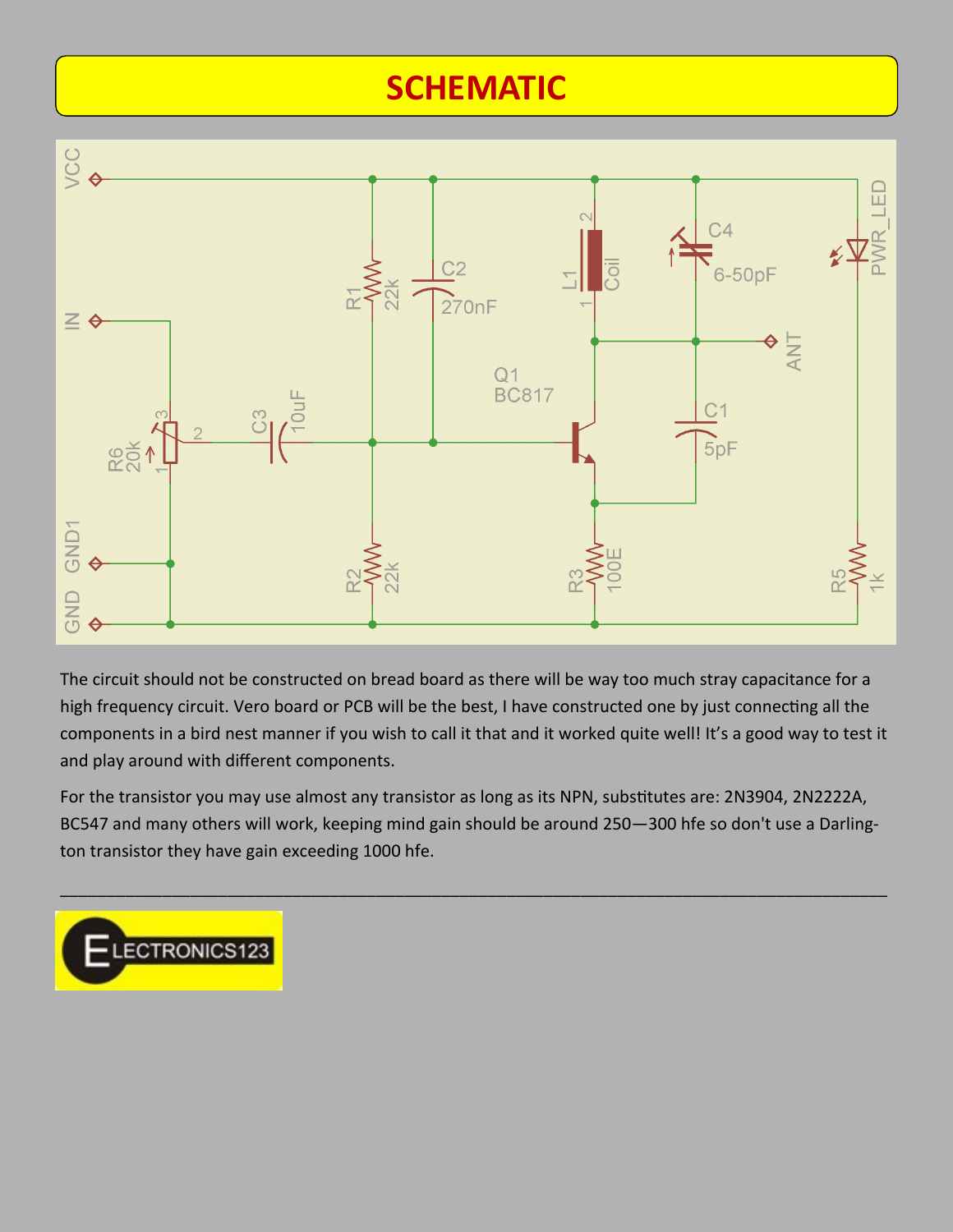# SCHEMATIC

VCC

IN

GND1

GND

R6
20k

C3
10uF

R1
22k

R2
22k

C2
270nF

Q1
BC817

L1
Coil

C4
6-50pF

ANT

C1
5pF

R3
100E

PWR_LED

R5
1k

The circuit should not be constructed on bread board as there will be way too much stray capacitance for a high frequency circuit. Vero board or PCB will be the best, I have constructed one by just connecting all the components in a bird nest manner if you wish to call it that and it worked quite well! It's a good way to test it and play around with different components.

For the transistor you may use almost any transistor as long as its NPN, substitutes are: 2N3904, 2N2222A, BC547 and many others will work, keeping mind gain should be around 250—300 hfe so don't use a Darlington transistor they have gain exceeding 1000 hfe.

---

ELECTRONICS123